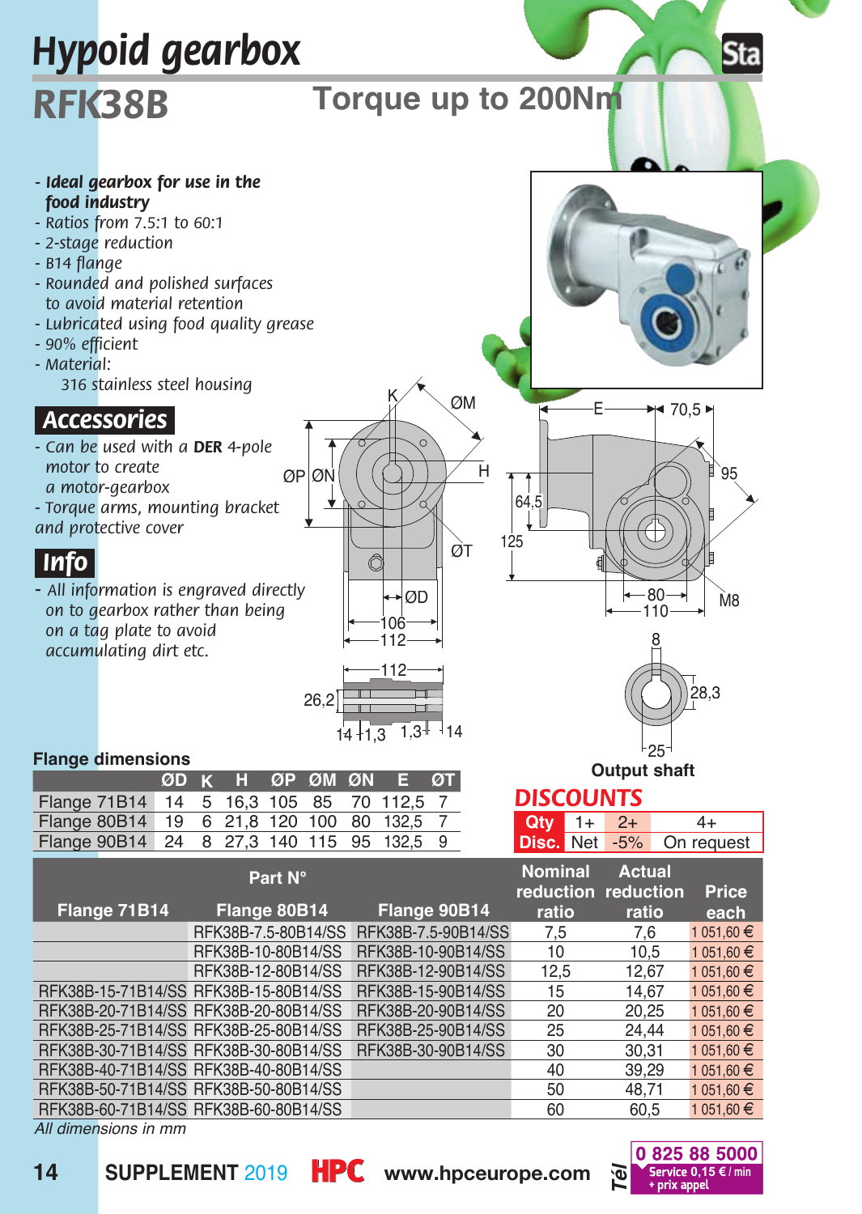# Hypoid gearbox

## RFK38B

## Torque up to 200Nm

- *Ideal gearbox for use in the food industry*
- *Ratios from 7.5:1 to 60:1*
- *2-stage reduction*
- *B14 flange*
- *Rounded and polished surfaces to avoid material retention*
- *Lubricated using food quality grease*
- *90% efficient*
- *Material:*
  *316 stainless steel housing*

## Accessories

- *Can be used with a* ***DER*** *4-pole motor to create a motor-gearbox*
- *Torque arms, mounting bracket and protective cover*

## Info

- *All information is engraved directly on to gearbox rather than being on a tag plate to avoid accumulating dirt etc.*

Output shaft

**Flange dimensions**

| | ØD | K | H | ØP | ØM | ØN | E | ØT |
|---|---|---|---|---|---|---|---|---|
| Flange 71B14 | 14 | 5 | 16,3 | 105 | 85 | 70 | 112,5 | 7 |
| Flange 80B14 | 19 | 6 | 21,8 | 120 | 100 | 80 | 132,5 | 7 |
| Flange 90B14 | 24 | 8 | 27,3 | 140 | 115 | 95 | 132,5 | 9 |

**DISCOUNTS**

| Qty | 1+ | 2+ | 4+ |
|---|---|---|---|
| Disc. | Net | -5% | On request |

| Part N° | | | Nominal reduction ratio | Actual reduction ratio | Price each |
|---|---|---|---|---|---|
| **Flange 71B14** | **Flange 80B14** | **Flange 90B14** | | | |
| | RFK38B-7.5-80B14/SS | RFK38B-7.5-90B14/SS | 7,5 | 7,6 | 1 051,60 € |
| | RFK38B-10-80B14/SS | RFK38B-10-90B14/SS | 10 | 10,5 | 1 051,60 € |
| | RFK38B-12-80B14/SS | RFK38B-12-90B14/SS | 12,5 | 12,67 | 1 051,60 € |
| RFK38B-15-71B14/SS | RFK38B-15-80B14/SS | RFK38B-15-90B14/SS | 15 | 14,67 | 1 051,60 € |
| RFK38B-20-71B14/SS | RFK38B-20-80B14/SS | RFK38B-20-90B14/SS | 20 | 20,25 | 1 051,60 € |
| RFK38B-25-71B14/SS | RFK38B-25-80B14/SS | RFK38B-25-90B14/SS | 25 | 24,44 | 1 051,60 € |
| RFK38B-30-71B14/SS | RFK38B-30-80B14/SS | RFK38B-30-90B14/SS | 30 | 30,31 | 1 051,60 € |
| RFK38B-40-71B14/SS | RFK38B-40-80B14/SS | | 40 | 39,29 | 1 051,60 € |
| RFK38B-50-71B14/SS | RFK38B-50-80B14/SS | | 50 | 48,71 | 1 051,60 € |
| RFK38B-60-71B14/SS | RFK38B-60-80B14/SS | | 60 | 60,5 | 1 051,60 € |

*All dimensions in mm*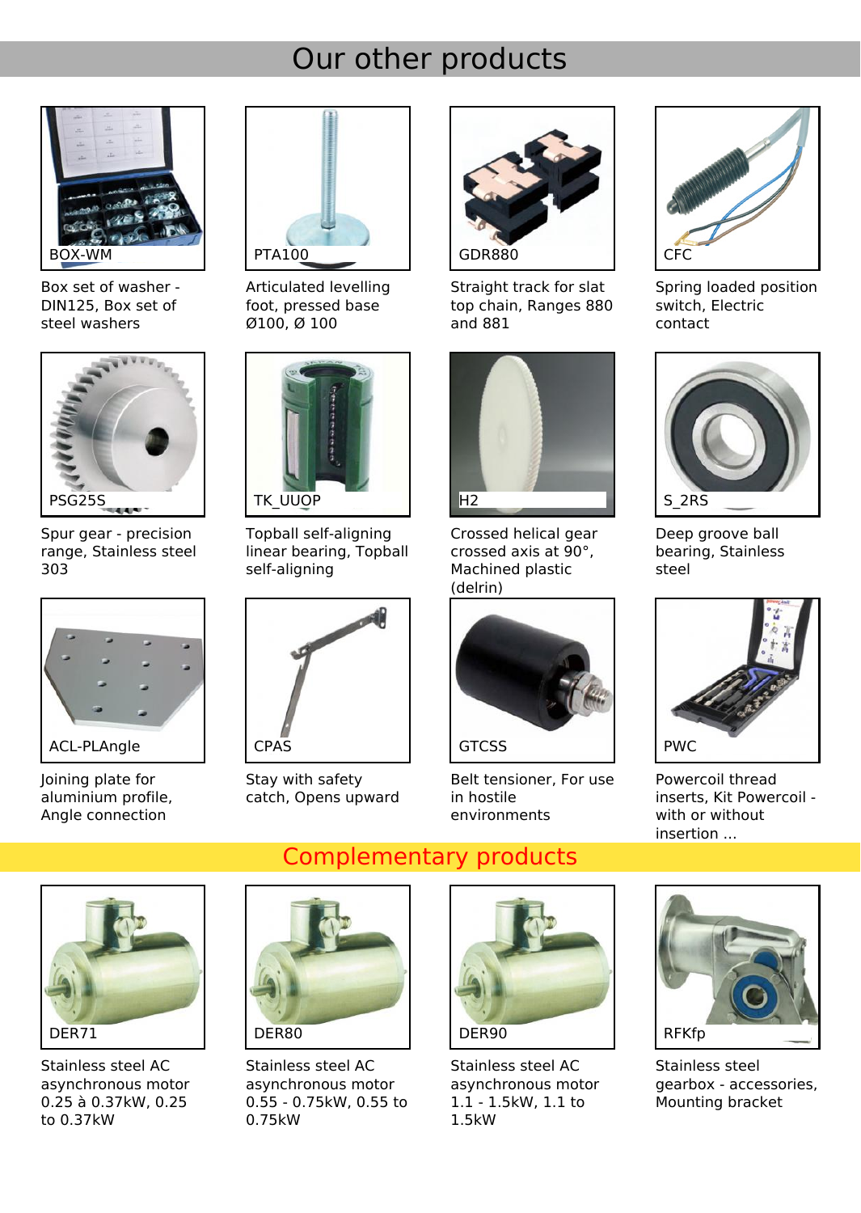# Our other products

BOX-WM

Box set of washer - DIN125, Box set of steel washers

PTA100

Articulated levelling foot, pressed base Ø100, Ø 100

GDR880

Straight track for slat top chain, Ranges 880 and 881

CFC

Spring loaded position switch, Electric contact

PSG25S

Spur gear - precision range, Stainless steel 303

TK_UUOP

Topball self-aligning linear bearing, Topball self-aligning

H2

Crossed helical gear crossed axis at 90°, Machined plastic (delrin)

S_2RS

Deep groove ball bearing, Stainless steel

ACL-PLAngle

Joining plate for aluminium profile, Angle connection

CPAS

Stay with safety catch, Opens upward

GTCSS

Belt tensioner, For use in hostile environments

PWC

Powercoil thread inserts, Kit Powercoil - with or without insertion ...

# Complementary products

DER71

Stainless steel AC asynchronous motor 0.25 à 0.37kW, 0.25 to 0.37kW

DER80

Stainless steel AC asynchronous motor 0.55 - 0.75kW, 0.55 to 0.75kW

DER90

Stainless steel AC asynchronous motor 1.1 - 1.5kW, 1.1 to 1.5kW

RFKfp

Stainless steel gearbox - accessories, Mounting bracket